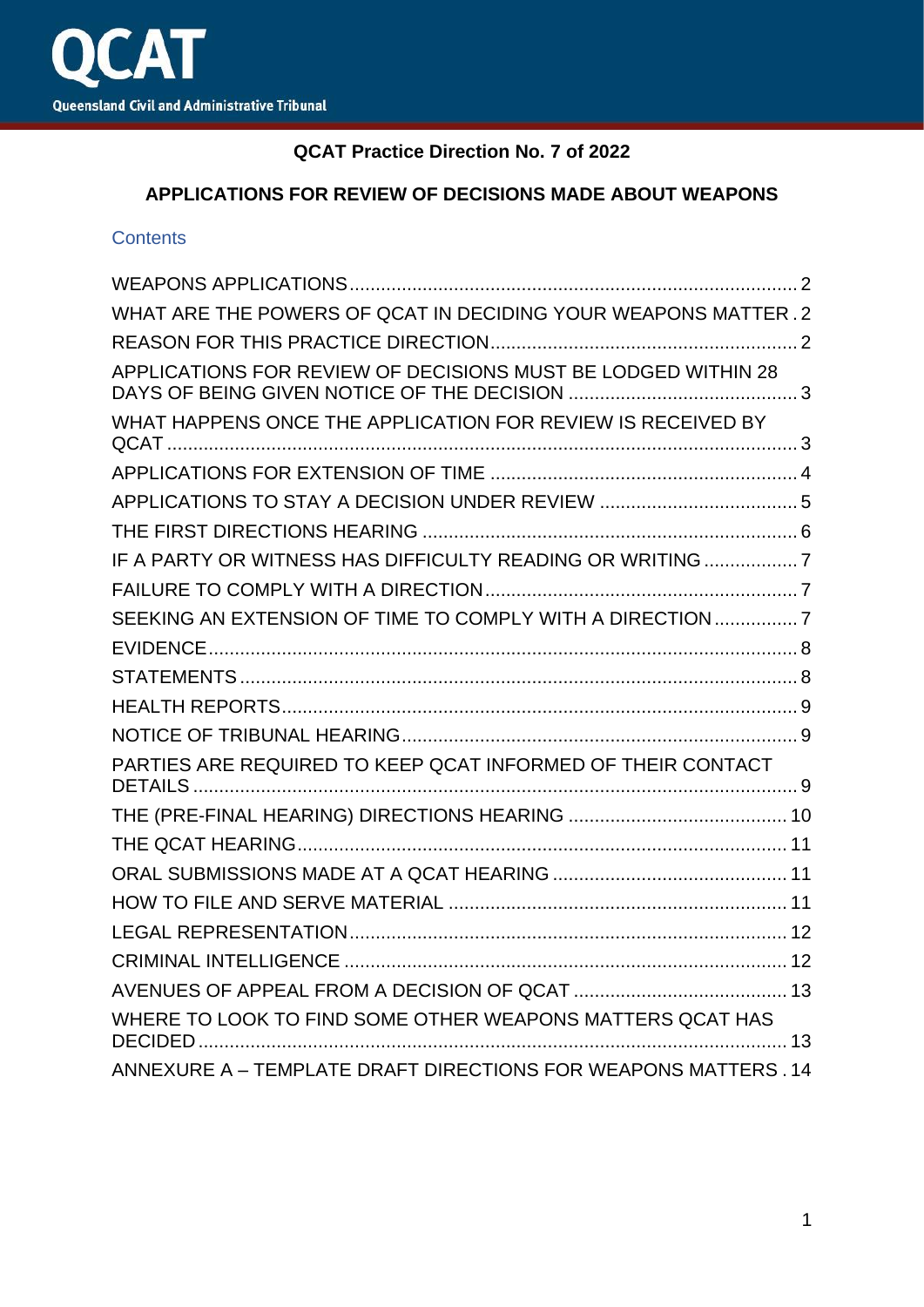QCAT

Queensland Civil and Administrative Tribunal

**QCAT Practice Direction No. 7 of 2022**

**APPLICATIONS FOR REVIEW OF DECISIONS MADE ABOUT WEAPONS**

Contents

WEAPONS APPLICATIONS ..... 2
WHAT ARE THE POWERS OF QCAT IN DECIDING YOUR WEAPONS MATTER . 2
REASON FOR THIS PRACTICE DIRECTION ..... 2
APPLICATIONS FOR REVIEW OF DECISIONS MUST BE LODGED WITHIN 28 DAYS OF BEING GIVEN NOTICE OF THE DECISION ..... 3
WHAT HAPPENS ONCE THE APPLICATION FOR REVIEW IS RECEIVED BY QCAT ..... 3
APPLICATIONS FOR EXTENSION OF TIME ..... 4
APPLICATIONS TO STAY A DECISION UNDER REVIEW ..... 5
THE FIRST DIRECTIONS HEARING ..... 6
IF A PARTY OR WITNESS HAS DIFFICULTY READING OR WRITING ..... 7
FAILURE TO COMPLY WITH A DIRECTION ..... 7
SEEKING AN EXTENSION OF TIME TO COMPLY WITH A DIRECTION ..... 7
EVIDENCE ..... 8
STATEMENTS ..... 8
HEALTH REPORTS ..... 9
NOTICE OF TRIBUNAL HEARING ..... 9
PARTIES ARE REQUIRED TO KEEP QCAT INFORMED OF THEIR CONTACT DETAILS ..... 9
THE (PRE-FINAL HEARING) DIRECTIONS HEARING ..... 10
THE QCAT HEARING ..... 11
ORAL SUBMISSIONS MADE AT A QCAT HEARING ..... 11
HOW TO FILE AND SERVE MATERIAL ..... 11
LEGAL REPRESENTATION ..... 12
CRIMINAL INTELLIGENCE ..... 12
AVENUES OF APPEAL FROM A DECISION OF QCAT ..... 13
WHERE TO LOOK TO FIND SOME OTHER WEAPONS MATTERS QCAT HAS DECIDED ..... 13
ANNEXURE A – TEMPLATE DRAFT DIRECTIONS FOR WEAPONS MATTERS . 14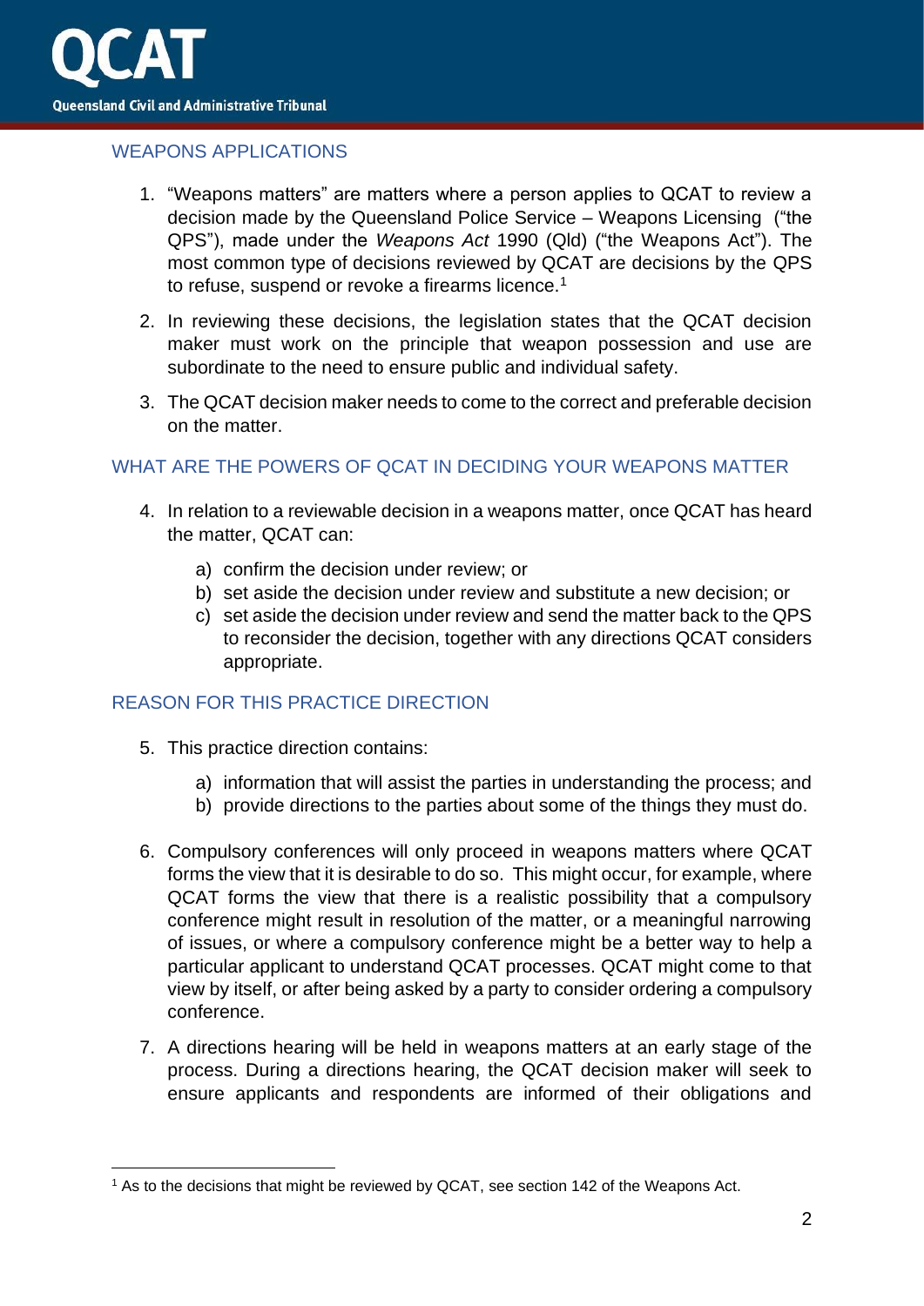## WEAPONS APPLICATIONS

1. "Weapons matters" are matters where a person applies to QCAT to review a decision made by the Queensland Police Service – Weapons Licensing ("the QPS"), made under the *Weapons Act* 1990 (Qld) ("the Weapons Act"). The most common type of decisions reviewed by QCAT are decisions by the QPS to refuse, suspend or revoke a firearms licence.[1]

2. In reviewing these decisions, the legislation states that the QCAT decision maker must work on the principle that weapon possession and use are subordinate to the need to ensure public and individual safety.

3. The QCAT decision maker needs to come to the correct and preferable decision on the matter.

## WHAT ARE THE POWERS OF QCAT IN DECIDING YOUR WEAPONS MATTER

4. In relation to a reviewable decision in a weapons matter, once QCAT has heard the matter, QCAT can:

   a) confirm the decision under review; or
   b) set aside the decision under review and substitute a new decision; or
   c) set aside the decision under review and send the matter back to the QPS to reconsider the decision, together with any directions QCAT considers appropriate.

## REASON FOR THIS PRACTICE DIRECTION

5. This practice direction contains:

   a) information that will assist the parties in understanding the process; and
   b) provide directions to the parties about some of the things they must do.

6. Compulsory conferences will only proceed in weapons matters where QCAT forms the view that it is desirable to do so. This might occur, for example, where QCAT forms the view that there is a realistic possibility that a compulsory conference might result in resolution of the matter, or a meaningful narrowing of issues, or where a compulsory conference might be a better way to help a particular applicant to understand QCAT processes. QCAT might come to that view by itself, or after being asked by a party to consider ordering a compulsory conference.

7. A directions hearing will be held in weapons matters at an early stage of the process. During a directions hearing, the QCAT decision maker will seek to ensure applicants and respondents are informed of their obligations and

---

[1] As to the decisions that might be reviewed by QCAT, see section 142 of the Weapons Act.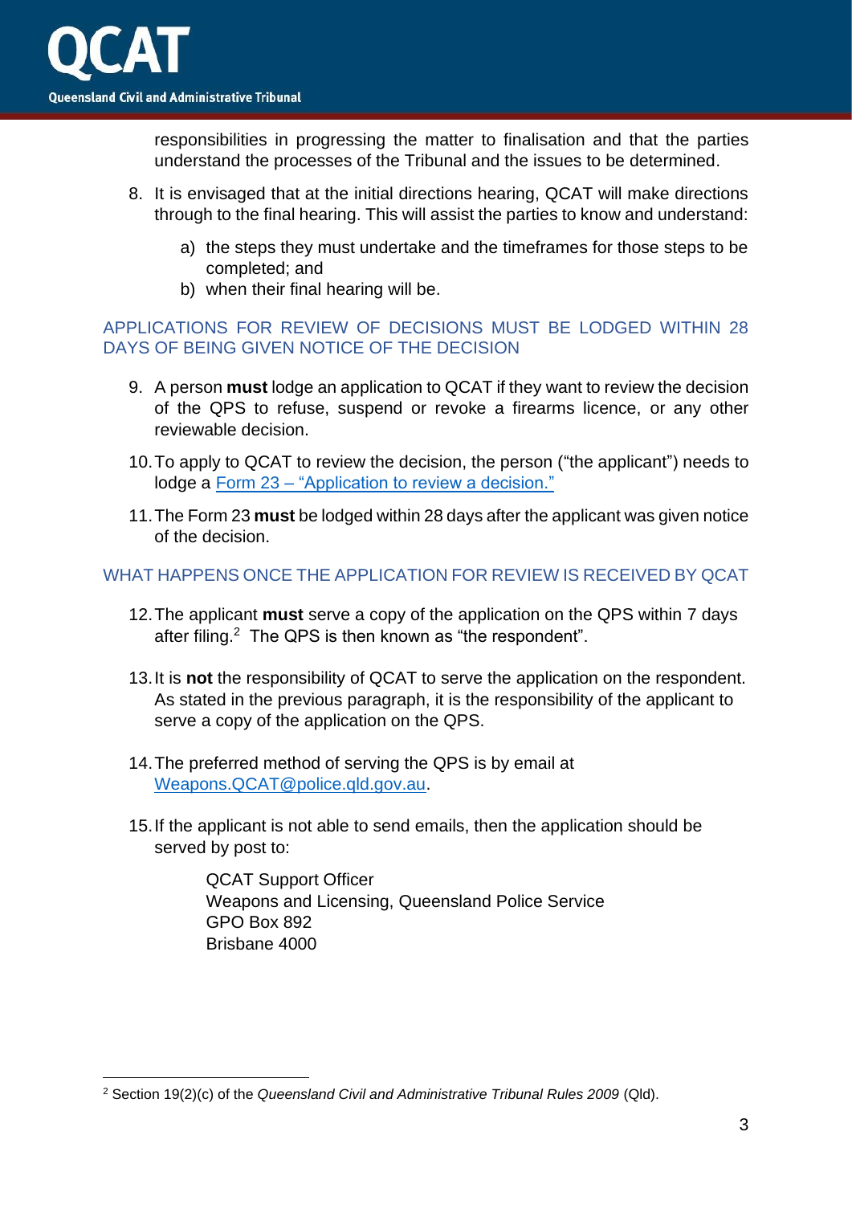responsibilities in progressing the matter to finalisation and that the parties understand the processes of the Tribunal and the issues to be determined.

8. It is envisaged that at the initial directions hearing, QCAT will make directions through to the final hearing. This will assist the parties to know and understand:

    a) the steps they must undertake and the timeframes for those steps to be completed; and
    b) when their final hearing will be.

## APPLICATIONS FOR REVIEW OF DECISIONS MUST BE LODGED WITHIN 28 DAYS OF BEING GIVEN NOTICE OF THE DECISION

9. A person **must** lodge an application to QCAT if they want to review the decision of the QPS to refuse, suspend or revoke a firearms licence, or any other reviewable decision.

10. To apply to QCAT to review the decision, the person ("the applicant") needs to lodge a [Form 23 – "Application to review a decision."]

11. The Form 23 **must** be lodged within 28 days after the applicant was given notice of the decision.

## WHAT HAPPENS ONCE THE APPLICATION FOR REVIEW IS RECEIVED BY QCAT

12. The applicant **must** serve a copy of the application on the QPS within 7 days after filing.[2] The QPS is then known as "the respondent".

13. It is **not** the responsibility of QCAT to serve the application on the respondent. As stated in the previous paragraph, it is the responsibility of the applicant to serve a copy of the application on the QPS.

14. The preferred method of serving the QPS is by email at Weapons.QCAT@police.qld.gov.au.

15. If the applicant is not able to send emails, then the application should be served by post to:

    QCAT Support Officer
    Weapons and Licensing, Queensland Police Service
    GPO Box 892
    Brisbane 4000

---

[2] Section 19(2)(c) of the *Queensland Civil and Administrative Tribunal Rules 2009* (Qld).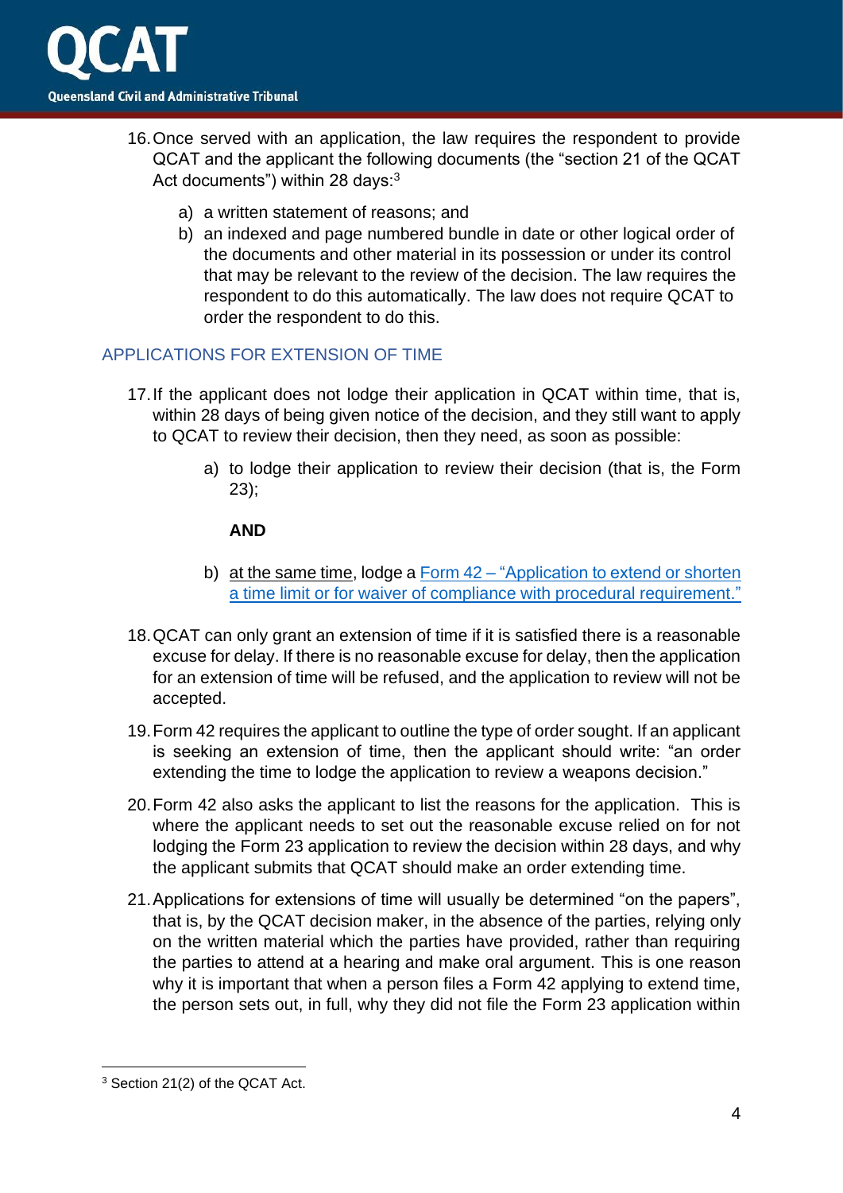16. Once served with an application, the law requires the respondent to provide QCAT and the applicant the following documents (the "section 21 of the QCAT Act documents") within 28 days:[3]

    a) a written statement of reasons; and
    b) an indexed and page numbered bundle in date or other logical order of the documents and other material in its possession or under its control that may be relevant to the review of the decision. The law requires the respondent to do this automatically. The law does not require QCAT to order the respondent to do this.

## APPLICATIONS FOR EXTENSION OF TIME

17. If the applicant does not lodge their application in QCAT within time, that is, within 28 days of being given notice of the decision, and they still want to apply to QCAT to review their decision, then they need, as soon as possible:

    a) to lodge their application to review their decision (that is, the Form 23);

    **AND**

    b) at the same time, lodge a Form 42 – "Application to extend or shorten a time limit or for waiver of compliance with procedural requirement."

18. QCAT can only grant an extension of time if it is satisfied there is a reasonable excuse for delay. If there is no reasonable excuse for delay, then the application for an extension of time will be refused, and the application to review will not be accepted.

19. Form 42 requires the applicant to outline the type of order sought. If an applicant is seeking an extension of time, then the applicant should write: "an order extending the time to lodge the application to review a weapons decision."

20. Form 42 also asks the applicant to list the reasons for the application. This is where the applicant needs to set out the reasonable excuse relied on for not lodging the Form 23 application to review the decision within 28 days, and why the applicant submits that QCAT should make an order extending time.

21. Applications for extensions of time will usually be determined "on the papers", that is, by the QCAT decision maker, in the absence of the parties, relying only on the written material which the parties have provided, rather than requiring the parties to attend at a hearing and make oral argument. This is one reason why it is important that when a person files a Form 42 applying to extend time, the person sets out, in full, why they did not file the Form 23 application within

---

[3] Section 21(2) of the QCAT Act.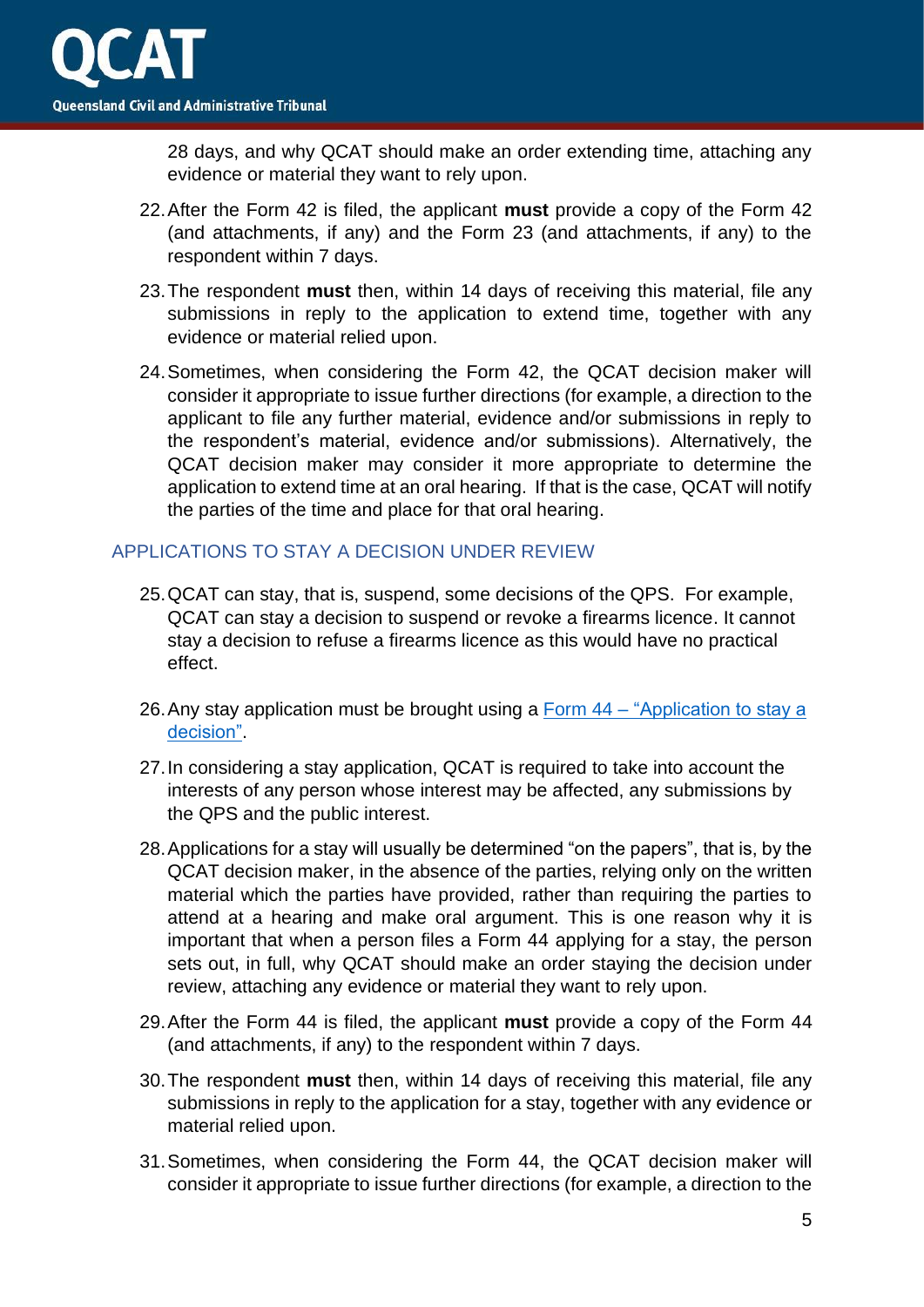28 days, and why QCAT should make an order extending time, attaching any evidence or material they want to rely upon.

22. After the Form 42 is filed, the applicant **must** provide a copy of the Form 42 (and attachments, if any) and the Form 23 (and attachments, if any) to the respondent within 7 days.

23. The respondent **must** then, within 14 days of receiving this material, file any submissions in reply to the application to extend time, together with any evidence or material relied upon.

24. Sometimes, when considering the Form 42, the QCAT decision maker will consider it appropriate to issue further directions (for example, a direction to the applicant to file any further material, evidence and/or submissions in reply to the respondent's material, evidence and/or submissions). Alternatively, the QCAT decision maker may consider it more appropriate to determine the application to extend time at an oral hearing. If that is the case, QCAT will notify the parties of the time and place for that oral hearing.

## APPLICATIONS TO STAY A DECISION UNDER REVIEW

25. QCAT can stay, that is, suspend, some decisions of the QPS. For example, QCAT can stay a decision to suspend or revoke a firearms licence. It cannot stay a decision to refuse a firearms licence as this would have no practical effect.

26. Any stay application must be brought using a [Form 44 – "Application to stay a decision"](#).

27. In considering a stay application, QCAT is required to take into account the interests of any person whose interest may be affected, any submissions by the QPS and the public interest.

28. Applications for a stay will usually be determined "on the papers", that is, by the QCAT decision maker, in the absence of the parties, relying only on the written material which the parties have provided, rather than requiring the parties to attend at a hearing and make oral argument. This is one reason why it is important that when a person files a Form 44 applying for a stay, the person sets out, in full, why QCAT should make an order staying the decision under review, attaching any evidence or material they want to rely upon.

29. After the Form 44 is filed, the applicant **must** provide a copy of the Form 44 (and attachments, if any) to the respondent within 7 days.

30. The respondent **must** then, within 14 days of receiving this material, file any submissions in reply to the application for a stay, together with any evidence or material relied upon.

31. Sometimes, when considering the Form 44, the QCAT decision maker will consider it appropriate to issue further directions (for example, a direction to the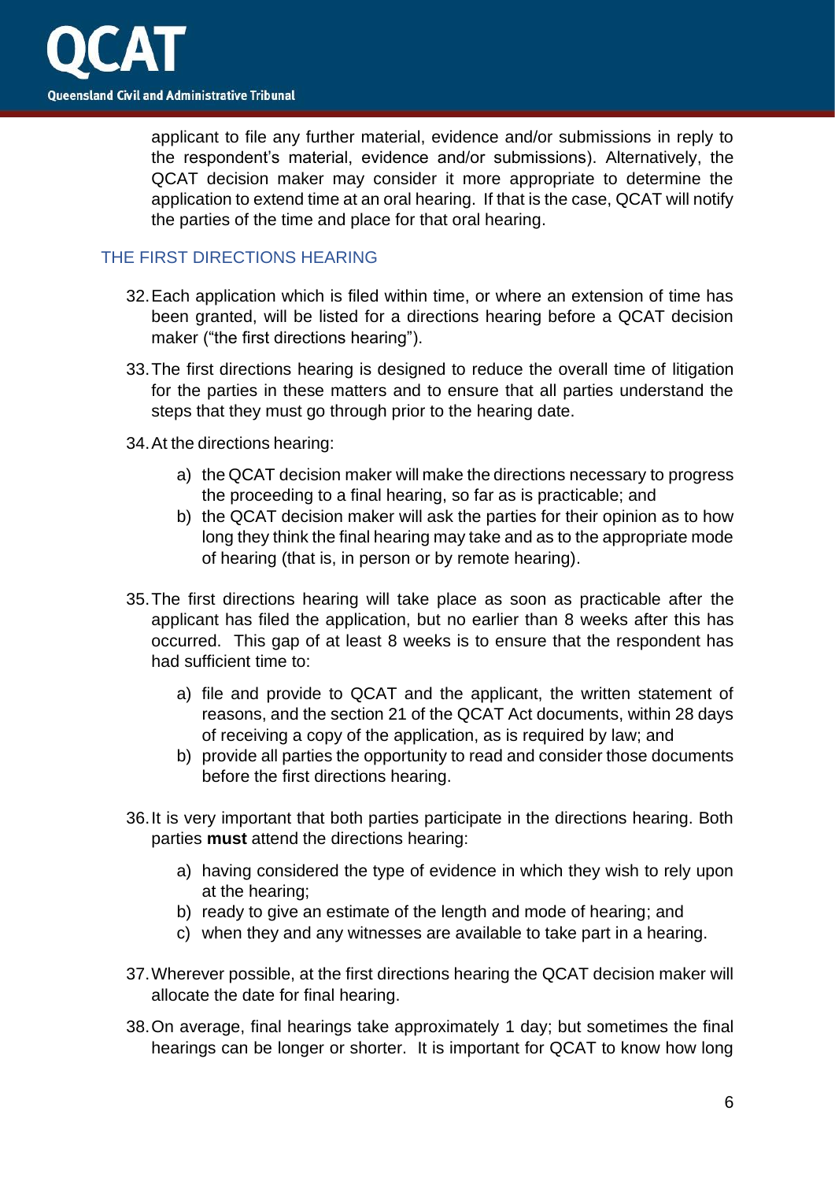applicant to file any further material, evidence and/or submissions in reply to the respondent's material, evidence and/or submissions). Alternatively, the QCAT decision maker may consider it more appropriate to determine the application to extend time at an oral hearing. If that is the case, QCAT will notify the parties of the time and place for that oral hearing.

## THE FIRST DIRECTIONS HEARING

32. Each application which is filed within time, or where an extension of time has been granted, will be listed for a directions hearing before a QCAT decision maker ("the first directions hearing").

33. The first directions hearing is designed to reduce the overall time of litigation for the parties in these matters and to ensure that all parties understand the steps that they must go through prior to the hearing date.

34. At the directions hearing:

    a) the QCAT decision maker will make the directions necessary to progress the proceeding to a final hearing, so far as is practicable; and
    b) the QCAT decision maker will ask the parties for their opinion as to how long they think the final hearing may take and as to the appropriate mode of hearing (that is, in person or by remote hearing).

35. The first directions hearing will take place as soon as practicable after the applicant has filed the application, but no earlier than 8 weeks after this has occurred. This gap of at least 8 weeks is to ensure that the respondent has had sufficient time to:

    a) file and provide to QCAT and the applicant, the written statement of reasons, and the section 21 of the QCAT Act documents, within 28 days of receiving a copy of the application, as is required by law; and
    b) provide all parties the opportunity to read and consider those documents before the first directions hearing.

36. It is very important that both parties participate in the directions hearing. Both parties **must** attend the directions hearing:

    a) having considered the type of evidence in which they wish to rely upon at the hearing;
    b) ready to give an estimate of the length and mode of hearing; and
    c) when they and any witnesses are available to take part in a hearing.

37. Wherever possible, at the first directions hearing the QCAT decision maker will allocate the date for final hearing.

38. On average, final hearings take approximately 1 day; but sometimes the final hearings can be longer or shorter. It is important for QCAT to know how long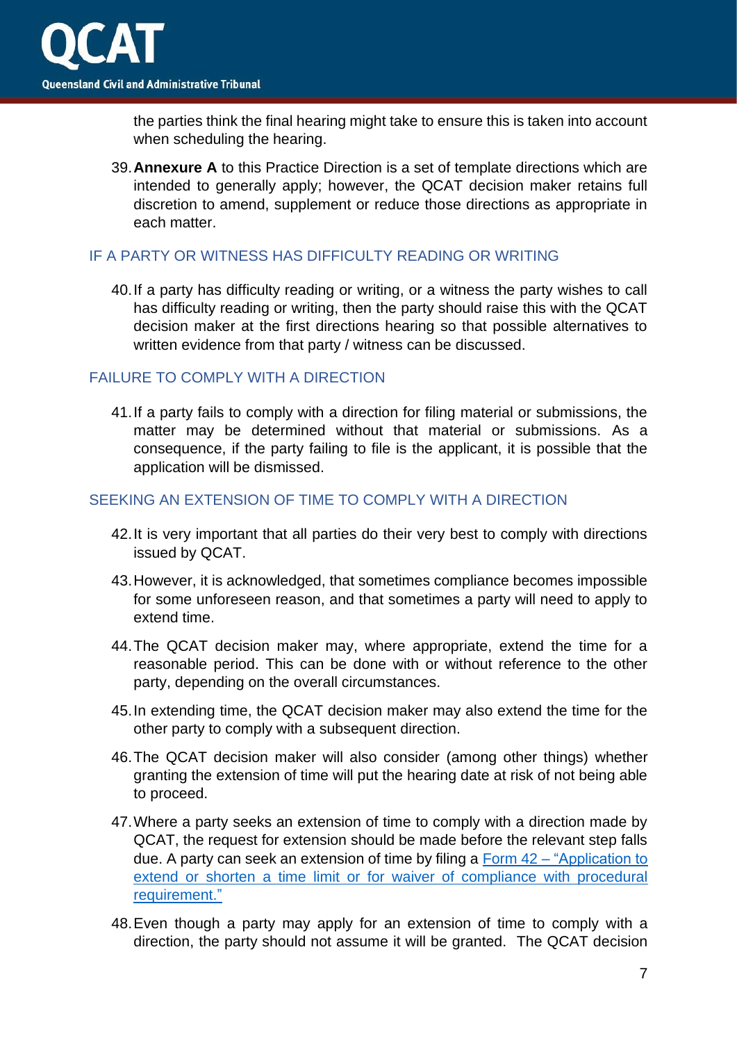the parties think the final hearing might take to ensure this is taken into account when scheduling the hearing.

39. **Annexure A** to this Practice Direction is a set of template directions which are intended to generally apply; however, the QCAT decision maker retains full discretion to amend, supplement or reduce those directions as appropriate in each matter.

## IF A PARTY OR WITNESS HAS DIFFICULTY READING OR WRITING

40. If a party has difficulty reading or writing, or a witness the party wishes to call has difficulty reading or writing, then the party should raise this with the QCAT decision maker at the first directions hearing so that possible alternatives to written evidence from that party / witness can be discussed.

## FAILURE TO COMPLY WITH A DIRECTION

41. If a party fails to comply with a direction for filing material or submissions, the matter may be determined without that material or submissions. As a consequence, if the party failing to file is the applicant, it is possible that the application will be dismissed.

## SEEKING AN EXTENSION OF TIME TO COMPLY WITH A DIRECTION

42. It is very important that all parties do their very best to comply with directions issued by QCAT.

43. However, it is acknowledged, that sometimes compliance becomes impossible for some unforeseen reason, and that sometimes a party will need to apply to extend time.

44. The QCAT decision maker may, where appropriate, extend the time for a reasonable period. This can be done with or without reference to the other party, depending on the overall circumstances.

45. In extending time, the QCAT decision maker may also extend the time for the other party to comply with a subsequent direction.

46. The QCAT decision maker will also consider (among other things) whether granting the extension of time will put the hearing date at risk of not being able to proceed.

47. Where a party seeks an extension of time to comply with a direction made by QCAT, the request for extension should be made before the relevant step falls due. A party can seek an extension of time by filing a Form 42 – "Application to extend or shorten a time limit or for waiver of compliance with procedural requirement."

48. Even though a party may apply for an extension of time to comply with a direction, the party should not assume it will be granted. The QCAT decision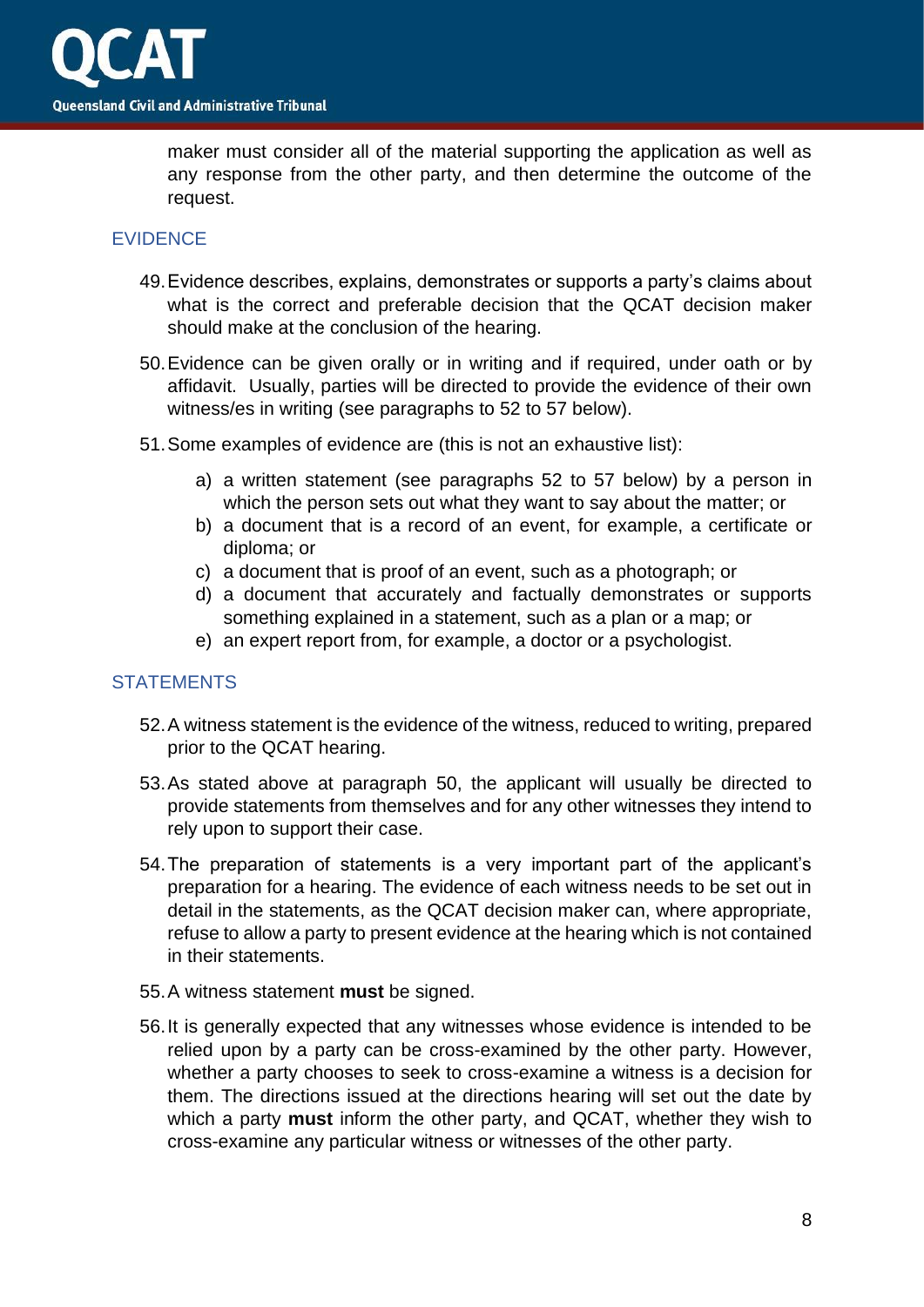maker must consider all of the material supporting the application as well as any response from the other party, and then determine the outcome of the request.

## EVIDENCE

49. Evidence describes, explains, demonstrates or supports a party's claims about what is the correct and preferable decision that the QCAT decision maker should make at the conclusion of the hearing.

50. Evidence can be given orally or in writing and if required, under oath or by affidavit. Usually, parties will be directed to provide the evidence of their own witness/es in writing (see paragraphs to 52 to 57 below).

51. Some examples of evidence are (this is not an exhaustive list):

    a) a written statement (see paragraphs 52 to 57 below) by a person in which the person sets out what they want to say about the matter; or
    b) a document that is a record of an event, for example, a certificate or diploma; or
    c) a document that is proof of an event, such as a photograph; or
    d) a document that accurately and factually demonstrates or supports something explained in a statement, such as a plan or a map; or
    e) an expert report from, for example, a doctor or a psychologist.

## STATEMENTS

52. A witness statement is the evidence of the witness, reduced to writing, prepared prior to the QCAT hearing.

53. As stated above at paragraph 50, the applicant will usually be directed to provide statements from themselves and for any other witnesses they intend to rely upon to support their case.

54. The preparation of statements is a very important part of the applicant's preparation for a hearing. The evidence of each witness needs to be set out in detail in the statements, as the QCAT decision maker can, where appropriate, refuse to allow a party to present evidence at the hearing which is not contained in their statements.

55. A witness statement **must** be signed.

56. It is generally expected that any witnesses whose evidence is intended to be relied upon by a party can be cross-examined by the other party. However, whether a party chooses to seek to cross-examine a witness is a decision for them. The directions issued at the directions hearing will set out the date by which a party **must** inform the other party, and QCAT, whether they wish to cross-examine any particular witness or witnesses of the other party.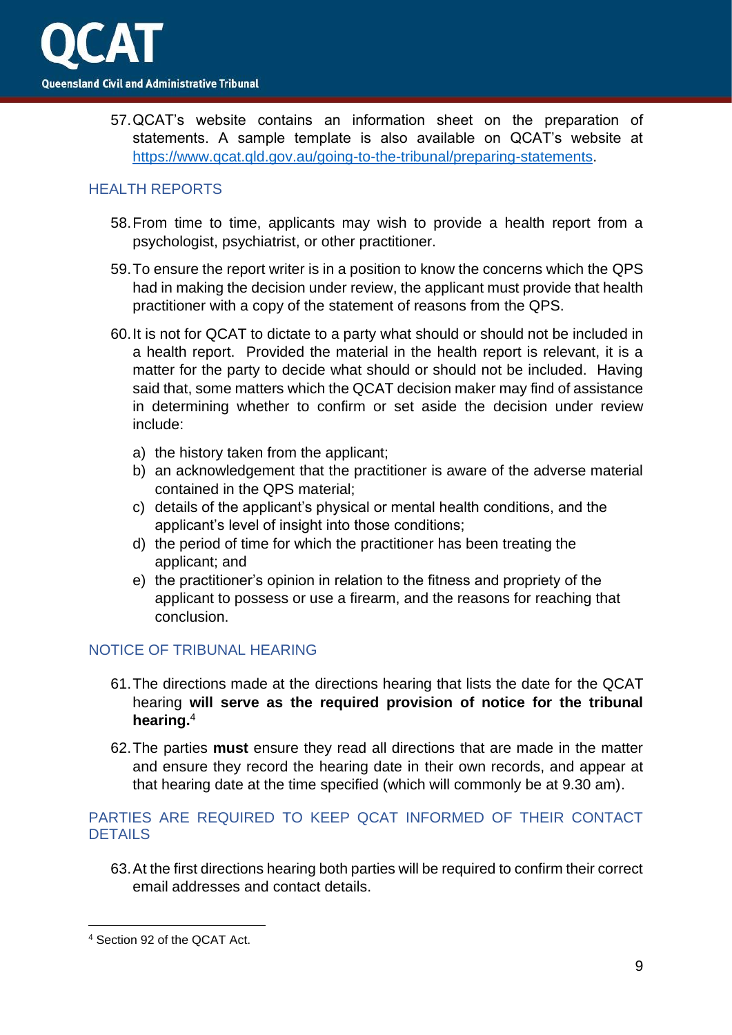57. QCAT's website contains an information sheet on the preparation of statements. A sample template is also available on QCAT's website at https://www.qcat.qld.gov.au/going-to-the-tribunal/preparing-statements.

## HEALTH REPORTS

58. From time to time, applicants may wish to provide a health report from a psychologist, psychiatrist, or other practitioner.

59. To ensure the report writer is in a position to know the concerns which the QPS had in making the decision under review, the applicant must provide that health practitioner with a copy of the statement of reasons from the QPS.

60. It is not for QCAT to dictate to a party what should or should not be included in a health report. Provided the material in the health report is relevant, it is a matter for the party to decide what should or should not be included. Having said that, some matters which the QCAT decision maker may find of assistance in determining whether to confirm or set aside the decision under review include:

    a) the history taken from the applicant;
    b) an acknowledgement that the practitioner is aware of the adverse material contained in the QPS material;
    c) details of the applicant's physical or mental health conditions, and the applicant's level of insight into those conditions;
    d) the period of time for which the practitioner has been treating the applicant; and
    e) the practitioner's opinion in relation to the fitness and propriety of the applicant to possess or use a firearm, and the reasons for reaching that conclusion.

## NOTICE OF TRIBUNAL HEARING

61. The directions made at the directions hearing that lists the date for the QCAT hearing **will serve as the required provision of notice for the tribunal hearing.**[4]

62. The parties **must** ensure they read all directions that are made in the matter and ensure they record the hearing date in their own records, and appear at that hearing date at the time specified (which will commonly be at 9.30 am).

## PARTIES ARE REQUIRED TO KEEP QCAT INFORMED OF THEIR CONTACT DETAILS

63. At the first directions hearing both parties will be required to confirm their correct email addresses and contact details.

---

[4] Section 92 of the QCAT Act.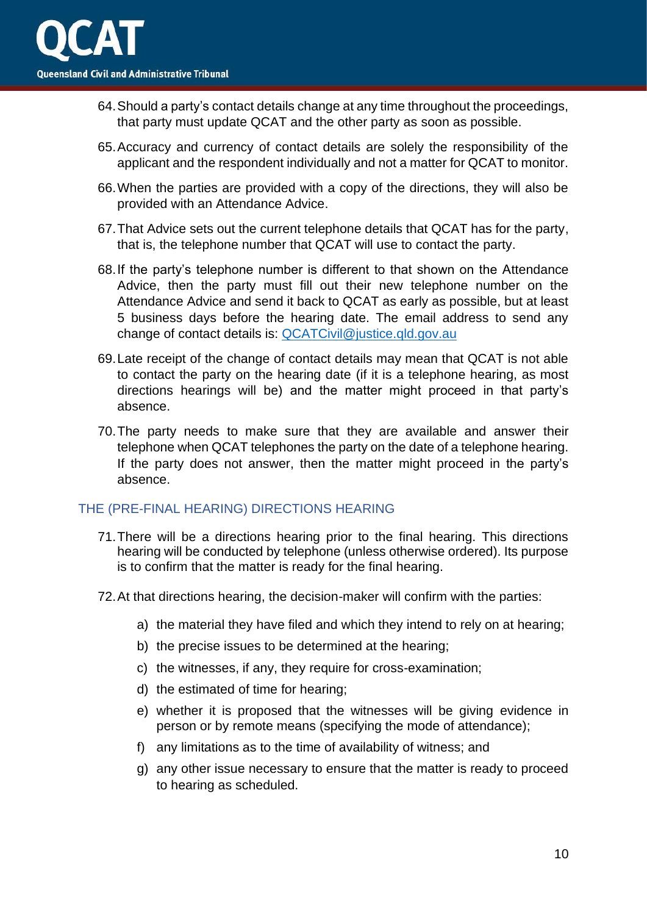64. Should a party's contact details change at any time throughout the proceedings, that party must update QCAT and the other party as soon as possible.

65. Accuracy and currency of contact details are solely the responsibility of the applicant and the respondent individually and not a matter for QCAT to monitor.

66. When the parties are provided with a copy of the directions, they will also be provided with an Attendance Advice.

67. That Advice sets out the current telephone details that QCAT has for the party, that is, the telephone number that QCAT will use to contact the party.

68. If the party's telephone number is different to that shown on the Attendance Advice, then the party must fill out their new telephone number on the Attendance Advice and send it back to QCAT as early as possible, but at least 5 business days before the hearing date. The email address to send any change of contact details is: QCATCivil@justice.qld.gov.au

69. Late receipt of the change of contact details may mean that QCAT is not able to contact the party on the hearing date (if it is a telephone hearing, as most directions hearings will be) and the matter might proceed in that party's absence.

70. The party needs to make sure that they are available and answer their telephone when QCAT telephones the party on the date of a telephone hearing. If the party does not answer, then the matter might proceed in the party's absence.

## THE (PRE-FINAL HEARING) DIRECTIONS HEARING

71. There will be a directions hearing prior to the final hearing. This directions hearing will be conducted by telephone (unless otherwise ordered). Its purpose is to confirm that the matter is ready for the final hearing.

72. At that directions hearing, the decision-maker will confirm with the parties:

    a) the material they have filed and which they intend to rely on at hearing;

    b) the precise issues to be determined at the hearing;

    c) the witnesses, if any, they require for cross-examination;

    d) the estimated of time for hearing;

    e) whether it is proposed that the witnesses will be giving evidence in person or by remote means (specifying the mode of attendance);

    f) any limitations as to the time of availability of witness; and

    g) any other issue necessary to ensure that the matter is ready to proceed to hearing as scheduled.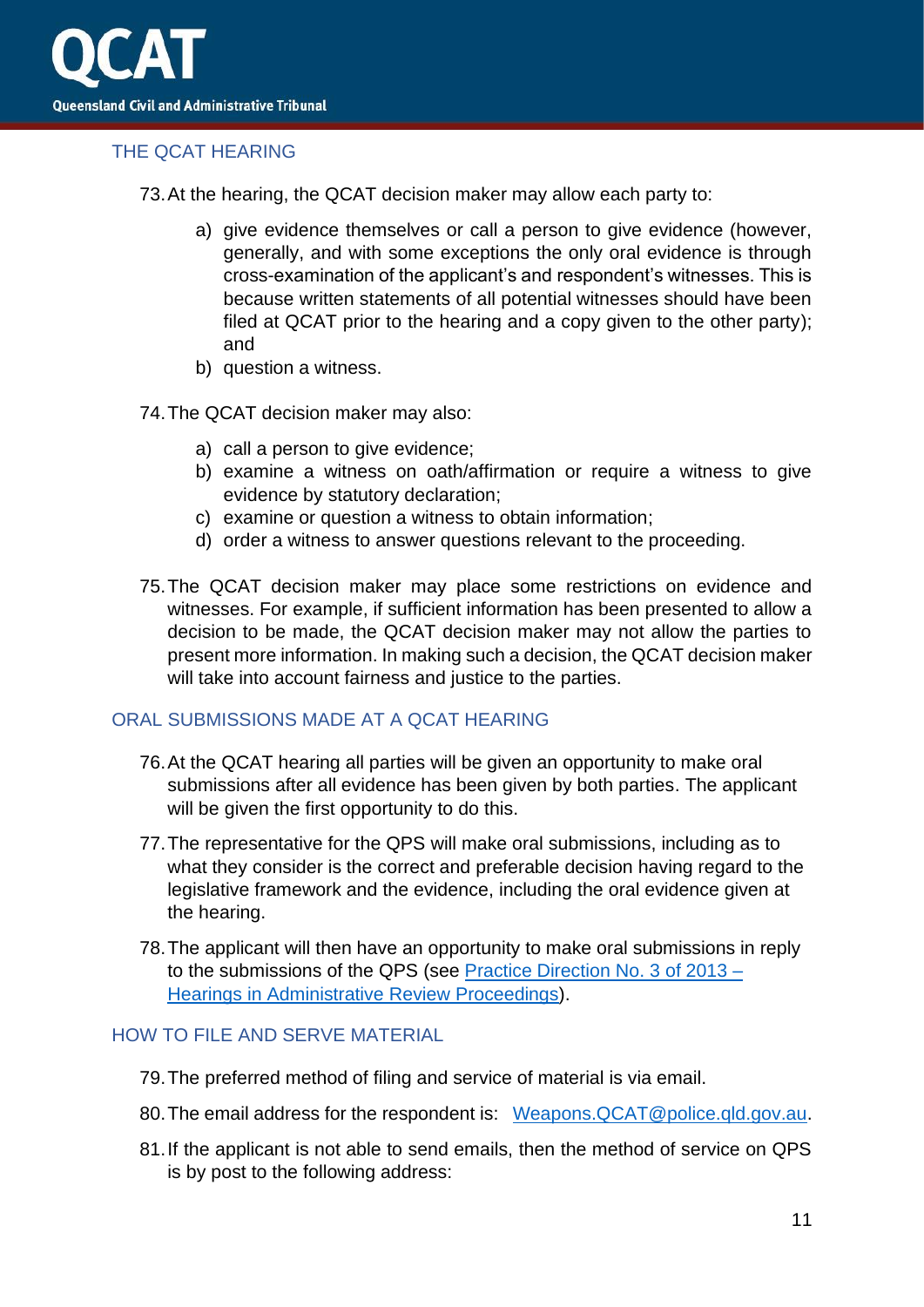## THE QCAT HEARING

73. At the hearing, the QCAT decision maker may allow each party to:

    a) give evidence themselves or call a person to give evidence (however, generally, and with some exceptions the only oral evidence is through cross-examination of the applicant's and respondent's witnesses. This is because written statements of all potential witnesses should have been filed at QCAT prior to the hearing and a copy given to the other party); and
    b) question a witness.

74. The QCAT decision maker may also:

    a) call a person to give evidence;
    b) examine a witness on oath/affirmation or require a witness to give evidence by statutory declaration;
    c) examine or question a witness to obtain information;
    d) order a witness to answer questions relevant to the proceeding.

75. The QCAT decision maker may place some restrictions on evidence and witnesses. For example, if sufficient information has been presented to allow a decision to be made, the QCAT decision maker may not allow the parties to present more information. In making such a decision, the QCAT decision maker will take into account fairness and justice to the parties.

## ORAL SUBMISSIONS MADE AT A QCAT HEARING

76. At the QCAT hearing all parties will be given an opportunity to make oral submissions after all evidence has been given by both parties. The applicant will be given the first opportunity to do this.

77. The representative for the QPS will make oral submissions, including as to what they consider is the correct and preferable decision having regard to the legislative framework and the evidence, including the oral evidence given at the hearing.

78. The applicant will then have an opportunity to make oral submissions in reply to the submissions of the QPS (see Practice Direction No. 3 of 2013 – Hearings in Administrative Review Proceedings).

## HOW TO FILE AND SERVE MATERIAL

79. The preferred method of filing and service of material is via email.

80. The email address for the respondent is: Weapons.QCAT@police.qld.gov.au.

81. If the applicant is not able to send emails, then the method of service on QPS is by post to the following address: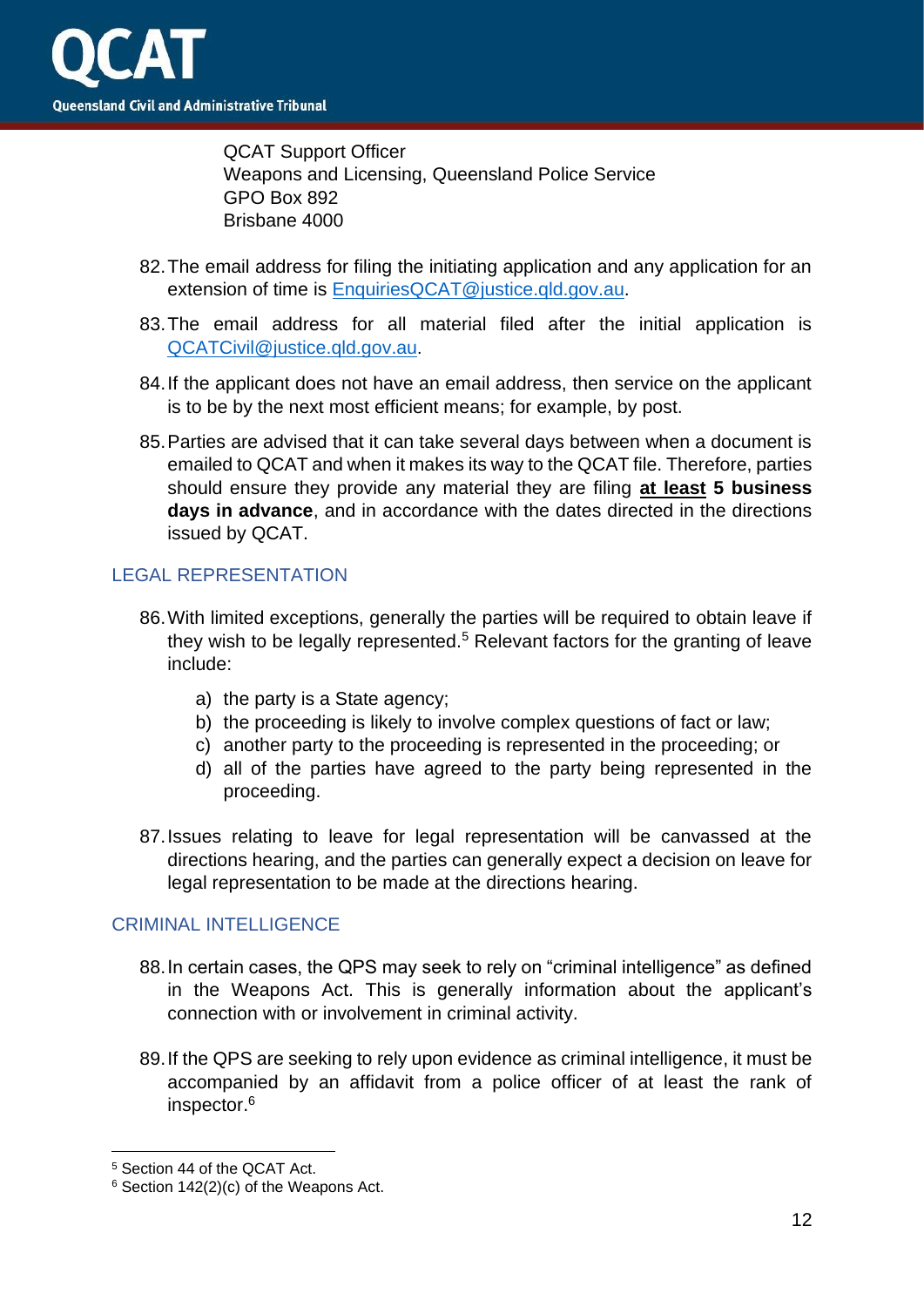QCAT Support Officer
Weapons and Licensing, Queensland Police Service
GPO Box 892
Brisbane 4000

82. The email address for filing the initiating application and any application for an extension of time is EnquiriesQCAT@justice.qld.gov.au.

83. The email address for all material filed after the initial application is QCATCivil@justice.qld.gov.au.

84. If the applicant does not have an email address, then service on the applicant is to be by the next most efficient means; for example, by post.

85. Parties are advised that it can take several days between when a document is emailed to QCAT and when it makes its way to the QCAT file. Therefore, parties should ensure they provide any material they are filing **at least 5 business days in advance**, and in accordance with the dates directed in the directions issued by QCAT.

## LEGAL REPRESENTATION

86. With limited exceptions, generally the parties will be required to obtain leave if they wish to be legally represented.[5] Relevant factors for the granting of leave include:

    a) the party is a State agency;
    b) the proceeding is likely to involve complex questions of fact or law;
    c) another party to the proceeding is represented in the proceeding; or
    d) all of the parties have agreed to the party being represented in the proceeding.

87. Issues relating to leave for legal representation will be canvassed at the directions hearing, and the parties can generally expect a decision on leave for legal representation to be made at the directions hearing.

## CRIMINAL INTELLIGENCE

88. In certain cases, the QPS may seek to rely on "criminal intelligence" as defined in the Weapons Act. This is generally information about the applicant's connection with or involvement in criminal activity.

89. If the QPS are seeking to rely upon evidence as criminal intelligence, it must be accompanied by an affidavit from a police officer of at least the rank of inspector.[6]

---

[5] Section 44 of the QCAT Act.

[6] Section 142(2)(c) of the Weapons Act.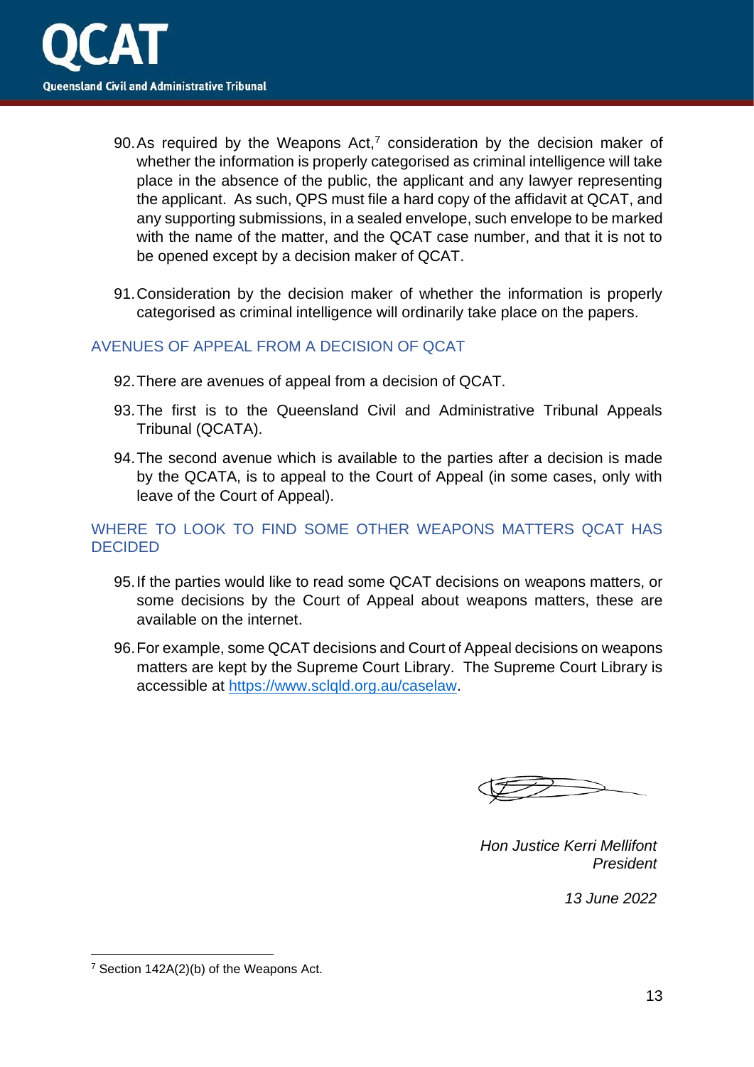90. As required by the Weapons Act,[7] consideration by the decision maker of whether the information is properly categorised as criminal intelligence will take place in the absence of the public, the applicant and any lawyer representing the applicant. As such, QPS must file a hard copy of the affidavit at QCAT, and any supporting submissions, in a sealed envelope, such envelope to be marked with the name of the matter, and the QCAT case number, and that it is not to be opened except by a decision maker of QCAT.

91. Consideration by the decision maker of whether the information is properly categorised as criminal intelligence will ordinarily take place on the papers.

## AVENUES OF APPEAL FROM A DECISION OF QCAT

92. There are avenues of appeal from a decision of QCAT.

93. The first is to the Queensland Civil and Administrative Tribunal Appeals Tribunal (QCATA).

94. The second avenue which is available to the parties after a decision is made by the QCATA, is to appeal to the Court of Appeal (in some cases, only with leave of the Court of Appeal).

## WHERE TO LOOK TO FIND SOME OTHER WEAPONS MATTERS QCAT HAS DECIDED

95. If the parties would like to read some QCAT decisions on weapons matters, or some decisions by the Court of Appeal about weapons matters, these are available on the internet.

96. For example, some QCAT decisions and Court of Appeal decisions on weapons matters are kept by the Supreme Court Library. The Supreme Court Library is accessible at https://www.sclqld.org.au/caselaw.

*Hon Justice Kerri Mellifont*
*President*

*13 June 2022*

---

[7] Section 142A(2)(b) of the Weapons Act.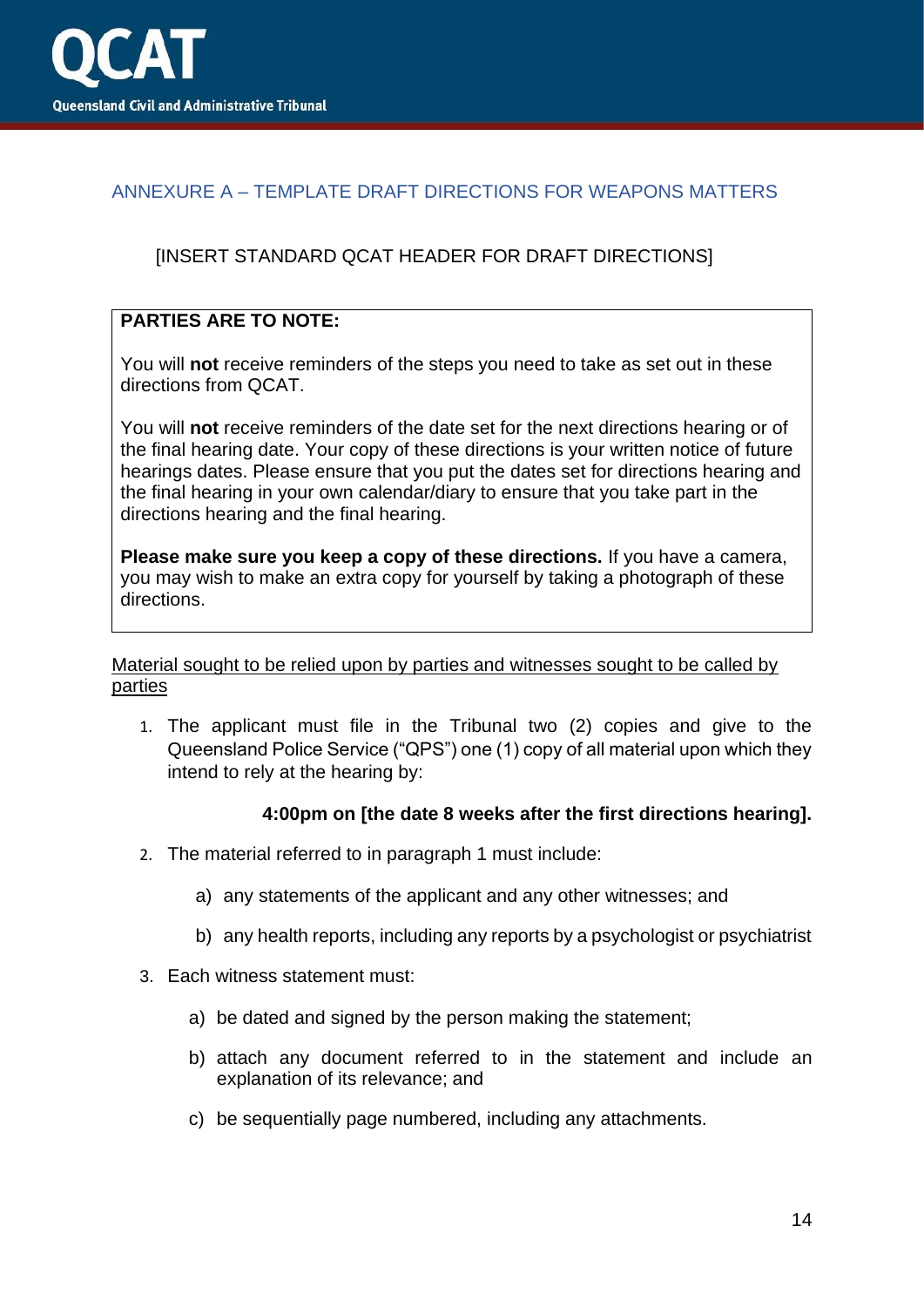## ANNEXURE A – TEMPLATE DRAFT DIRECTIONS FOR WEAPONS MATTERS

[INSERT STANDARD QCAT HEADER FOR DRAFT DIRECTIONS]

> **PARTIES ARE TO NOTE:**
>
> You will **not** receive reminders of the steps you need to take as set out in these directions from QCAT.
>
> You will **not** receive reminders of the date set for the next directions hearing or of the final hearing date. Your copy of these directions is your written notice of future hearings dates. Please ensure that you put the dates set for directions hearing and the final hearing in your own calendar/diary to ensure that you take part in the directions hearing and the final hearing.
>
> **Please make sure you keep a copy of these directions.** If you have a camera, you may wish to make an extra copy for yourself by taking a photograph of these directions.

<u>Material sought to be relied upon by parties and witnesses sought to be called by parties</u>

1. The applicant must file in the Tribunal two (2) copies and give to the Queensland Police Service ("QPS") one (1) copy of all material upon which they intend to rely at the hearing by:

   **4:00pm on [the date 8 weeks after the first directions hearing].**

2. The material referred to in paragraph 1 must include:

   a) any statements of the applicant and any other witnesses; and

   b) any health reports, including any reports by a psychologist or psychiatrist

3. Each witness statement must:

   a) be dated and signed by the person making the statement;

   b) attach any document referred to in the statement and include an explanation of its relevance; and

   c) be sequentially page numbered, including any attachments.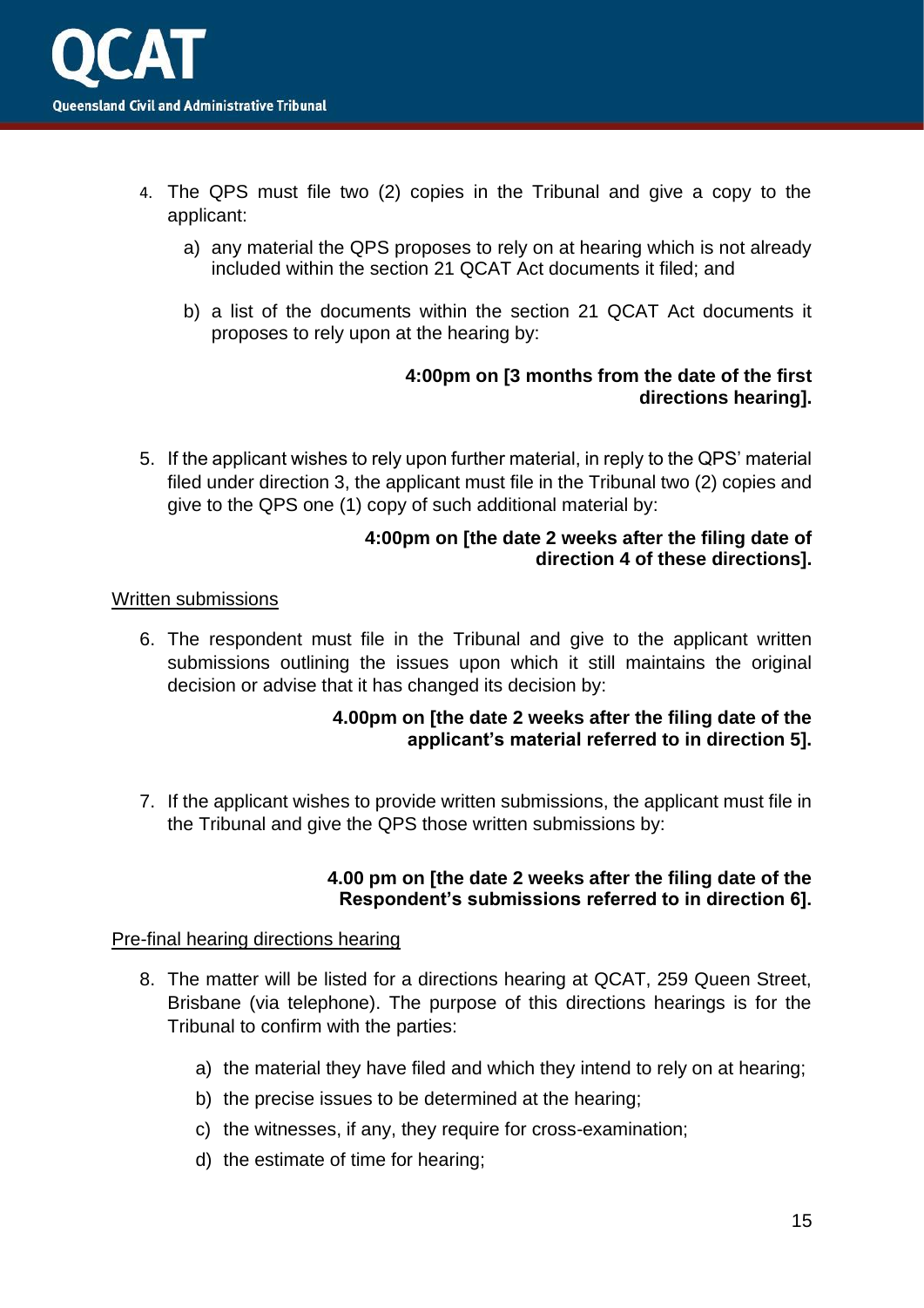4. The QPS must file two (2) copies in the Tribunal and give a copy to the applicant:

   a) any material the QPS proposes to rely on at hearing which is not already included within the section 21 QCAT Act documents it filed; and

   b) a list of the documents within the section 21 QCAT Act documents it proposes to rely upon at the hearing by:

   **4:00pm on [3 months from the date of the first directions hearing].**

5. If the applicant wishes to rely upon further material, in reply to the QPS' material filed under direction 3, the applicant must file in the Tribunal two (2) copies and give to the QPS one (1) copy of such additional material by:

   **4:00pm on [the date 2 weeks after the filing date of direction 4 of these directions].**

<u>Written submissions</u>

6. The respondent must file in the Tribunal and give to the applicant written submissions outlining the issues upon which it still maintains the original decision or advise that it has changed its decision by:

   **4.00pm on [the date 2 weeks after the filing date of the applicant's material referred to in direction 5].**

7. If the applicant wishes to provide written submissions, the applicant must file in the Tribunal and give the QPS those written submissions by:

   **4.00 pm on [the date 2 weeks after the filing date of the Respondent's submissions referred to in direction 6].**

<u>Pre-final hearing directions hearing</u>

8. The matter will be listed for a directions hearing at QCAT, 259 Queen Street, Brisbane (via telephone). The purpose of this directions hearings is for the Tribunal to confirm with the parties:

   a) the material they have filed and which they intend to rely on at hearing;

   b) the precise issues to be determined at the hearing;

   c) the witnesses, if any, they require for cross-examination;

   d) the estimate of time for hearing;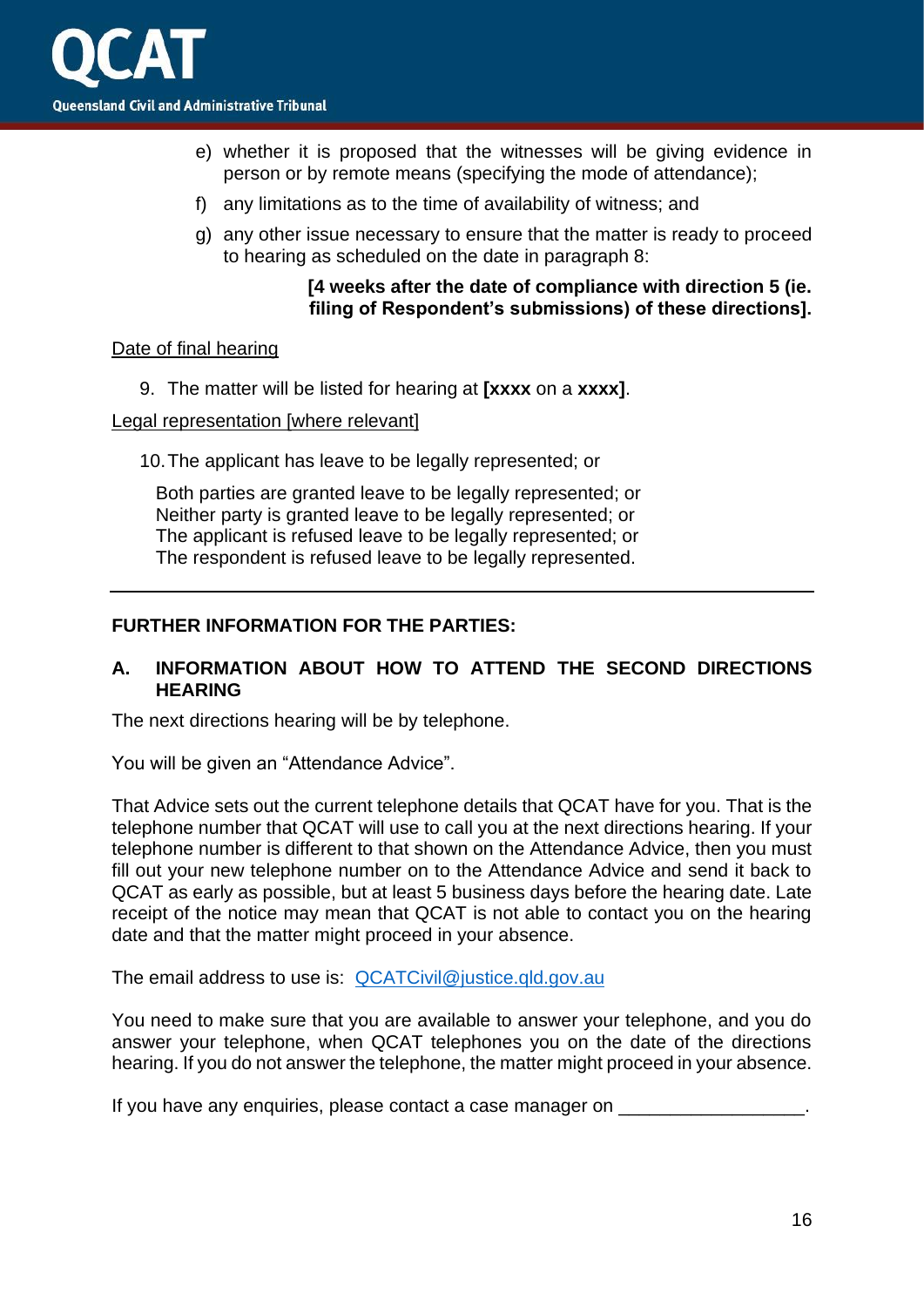e) whether it is proposed that the witnesses will be giving evidence in person or by remote means (specifying the mode of attendance);

f) any limitations as to the time of availability of witness; and

g) any other issue necessary to ensure that the matter is ready to proceed to hearing as scheduled on the date in paragraph 8:

**[4 weeks after the date of compliance with direction 5 (ie. filing of Respondent's submissions) of these directions].**

Date of final hearing

9. The matter will be listed for hearing at **[xxxx** on a **xxxx]**.

Legal representation [where relevant]

10. The applicant has leave to be legally represented; or

Both parties are granted leave to be legally represented; or
Neither party is granted leave to be legally represented; or
The applicant is refused leave to be legally represented; or
The respondent is refused leave to be legally represented.

---

**FURTHER INFORMATION FOR THE PARTIES:**

**A. INFORMATION ABOUT HOW TO ATTEND THE SECOND DIRECTIONS HEARING**

The next directions hearing will be by telephone.

You will be given an "Attendance Advice".

That Advice sets out the current telephone details that QCAT have for you. That is the telephone number that QCAT will use to call you at the next directions hearing. If your telephone number is different to that shown on the Attendance Advice, then you must fill out your new telephone number on to the Attendance Advice and send it back to QCAT as early as possible, but at least 5 business days before the hearing date. Late receipt of the notice may mean that QCAT is not able to contact you on the hearing date and that the matter might proceed in your absence.

The email address to use is: QCATCivil@justice.qld.gov.au

You need to make sure that you are available to answer your telephone, and you do answer your telephone, when QCAT telephones you on the date of the directions hearing. If you do not answer the telephone, the matter might proceed in your absence.

If you have any enquiries, please contact a case manager on ________________.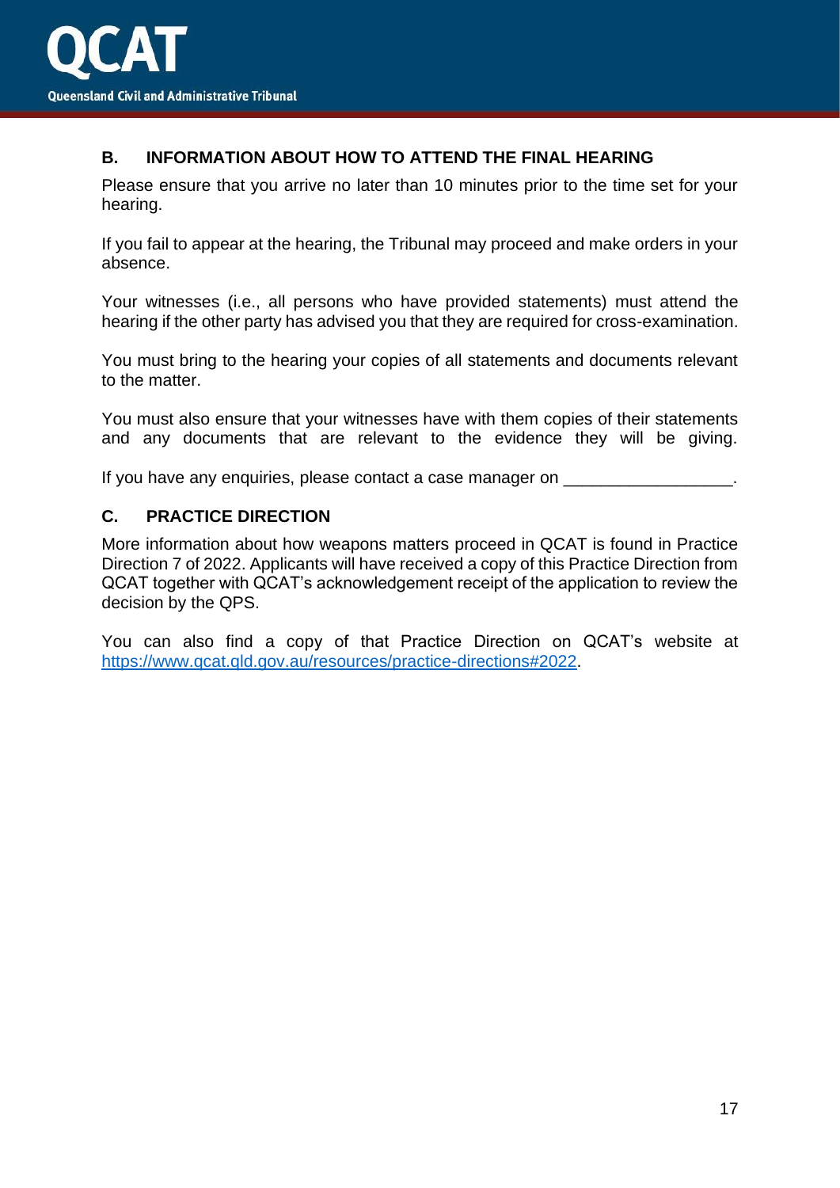## B. INFORMATION ABOUT HOW TO ATTEND THE FINAL HEARING

Please ensure that you arrive no later than 10 minutes prior to the time set for your hearing.

If you fail to appear at the hearing, the Tribunal may proceed and make orders in your absence.

Your witnesses (i.e., all persons who have provided statements) must attend the hearing if the other party has advised you that they are required for cross-examination.

You must bring to the hearing your copies of all statements and documents relevant to the matter.

You must also ensure that your witnesses have with them copies of their statements and any documents that are relevant to the evidence they will be giving.

If you have any enquiries, please contact a case manager on __________________.

## C. PRACTICE DIRECTION

More information about how weapons matters proceed in QCAT is found in Practice Direction 7 of 2022. Applicants will have received a copy of this Practice Direction from QCAT together with QCAT's acknowledgement receipt of the application to review the decision by the QPS.

You can also find a copy of that Practice Direction on QCAT's website at https://www.qcat.qld.gov.au/resources/practice-directions#2022.